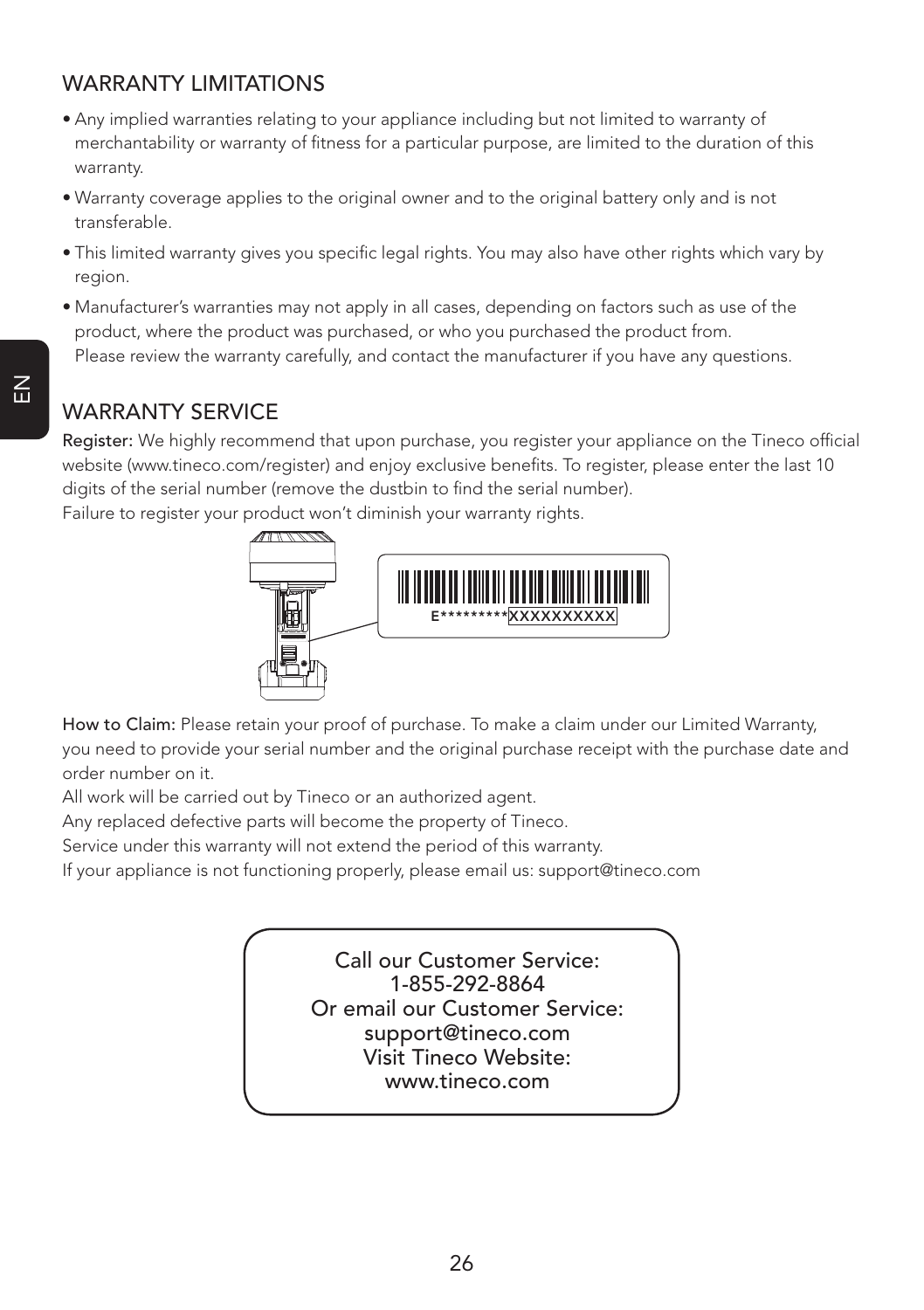## WARRANTY LIMITATIONS

- Any implied warranties relating to your appliance including but not limited to warranty of merchantability or warranty of fitness for a particular purpose, are limited to the duration of this warranty.
- Warranty coverage applies to the original owner and to the original battery only and is not transferable.
- This limited warranty gives you specific legal rights. You may also have other rights which vary by region.
- Manufacturer's warranties may not apply in all cases, depending on factors such as use of the product, where the product was purchased, or who you purchased the product from. Please review the warranty carefully, and contact the manufacturer if you have any questions.

## WARRANTY SERVICE

**Register:** We highly recommend that upon purchase, you register your appliance on the Tineco official website (www.tineco.com/register) and enjoy exclusive benefits. To register, please enter the last 10 digits of the serial number (remove the dustbin to find the serial number).
Failure to register your product won't diminish your warranty rights.

E*********XXXXXXXXXX

**How to Claim:** Please retain your proof of purchase. To make a claim under our Limited Warranty, you need to provide your serial number and the original purchase receipt with the purchase date and order number on it.
All work will be carried out by Tineco or an authorized agent.
Any replaced defective parts will become the property of Tineco.
Service under this warranty will not extend the period of this warranty.
If your appliance is not functioning properly, please email us: support@tineco.com

Call our Customer Service:
1-855-292-8864
Or email our Customer Service:
support@tineco.com
Visit Tineco Website:
www.tineco.com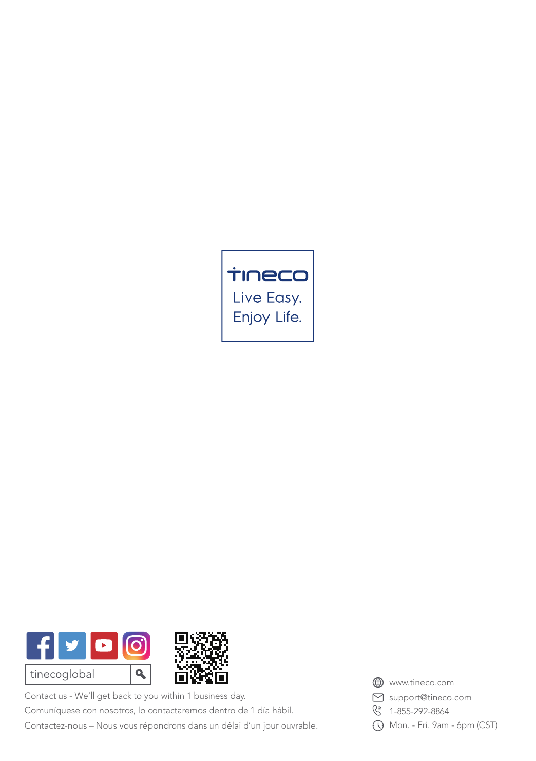tineco

Live Easy.
Enjoy Life.

tinecoglobal

Contact us - We'll get back to you within 1 business day.
Comuníquese con nosotros, lo contactaremos dentro de 1 día hábil.
Contactez-nous – Nous vous répondrons dans un délai d'un jour ouvrable.

www.tineco.com
support@tineco.com
1-855-292-8864
Mon. - Fri. 9am - 6pm (CST)